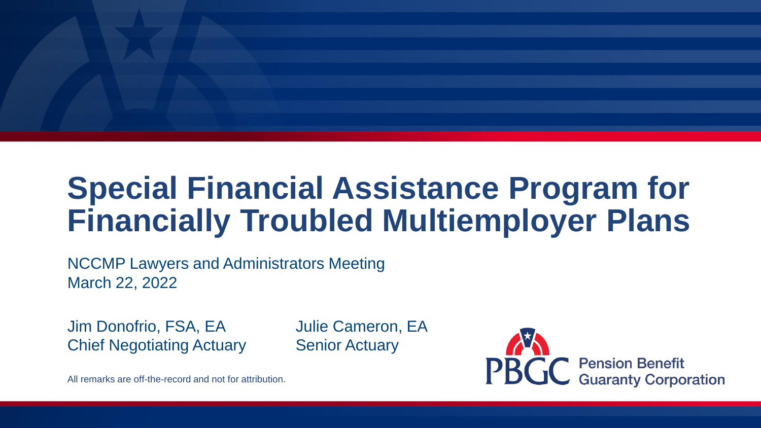# Special Financial Assistance Program for Financially Troubled Multiemployer Plans

NCCMP Lawyers and Administrators Meeting
March 22, 2022

Jim Donofrio, FSA, EA
Chief Negotiating Actuary

Julie Cameron, EA
Senior Actuary

All remarks are off-the-record and not for attribution.

PBGC Pension Benefit Guaranty Corporation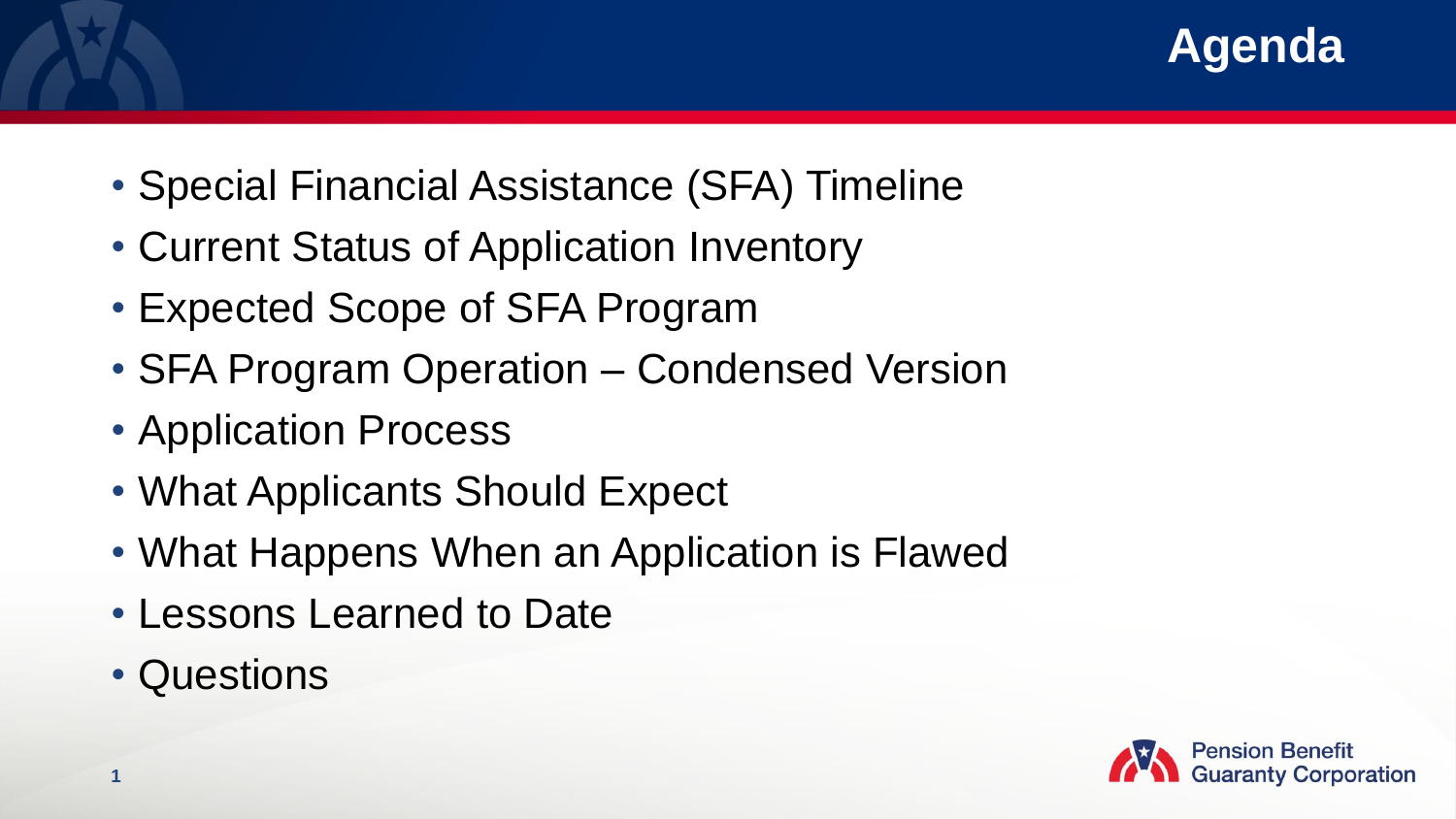# Agenda

- Special Financial Assistance (SFA) Timeline
- Current Status of Application Inventory
- Expected Scope of SFA Program
- SFA Program Operation – Condensed Version
- Application Process
- What Applicants Should Expect
- What Happens When an Application is Flawed
- Lessons Learned to Date
- Questions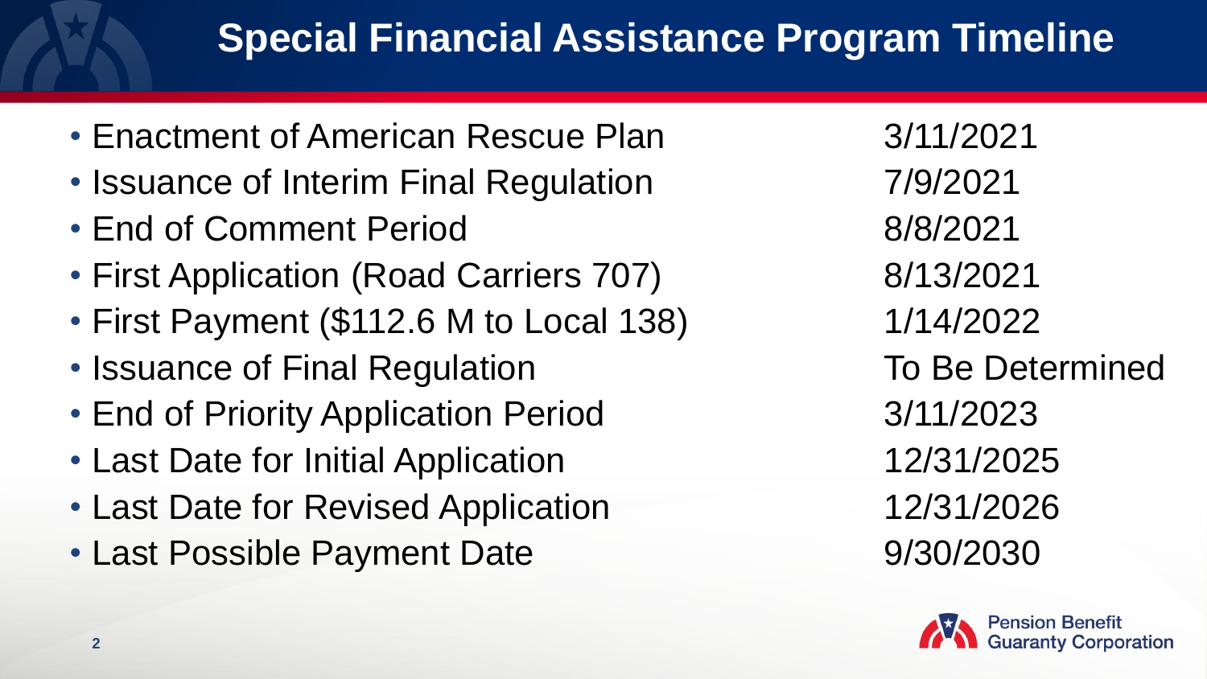# Special Financial Assistance Program Timeline

| Event | Date |
| --- | --- |
| Enactment of American Rescue Plan | 3/11/2021 |
| Issuance of Interim Final Regulation | 7/9/2021 |
| End of Comment Period | 8/8/2021 |
| First Application (Road Carriers 707) | 8/13/2021 |
| First Payment ($112.6 M to Local 138) | 1/14/2022 |
| Issuance of Final Regulation | To Be Determined |
| End of Priority Application Period | 3/11/2023 |
| Last Date for Initial Application | 12/31/2025 |
| Last Date for Revised Application | 12/31/2026 |
| Last Possible Payment Date | 9/30/2030 |

Pension Benefit Guaranty Corporation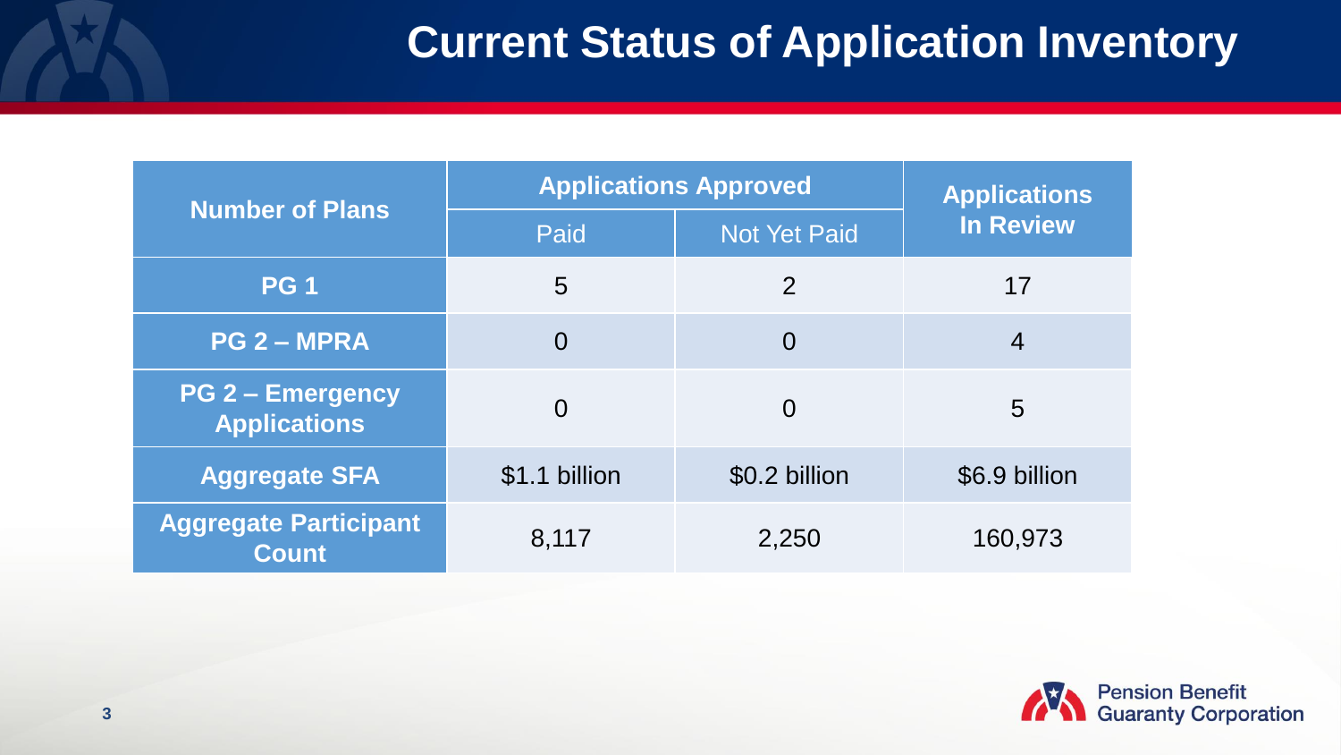# Current Status of Application Inventory

| Number of Plans | Applications Approved | | Applications In Review |
|---|---|---|---|
| | Paid | Not Yet Paid | |
| **PG 1** | 5 | 2 | 17 |
| **PG 2 – MPRA** | 0 | 0 | 4 |
| **PG 2 – Emergency Applications** | 0 | 0 | 5 |
| **Aggregate SFA** | $1.1 billion | $0.2 billion | $6.9 billion |
| **Aggregate Participant Count** | 8,117 | 2,250 | 160,973 |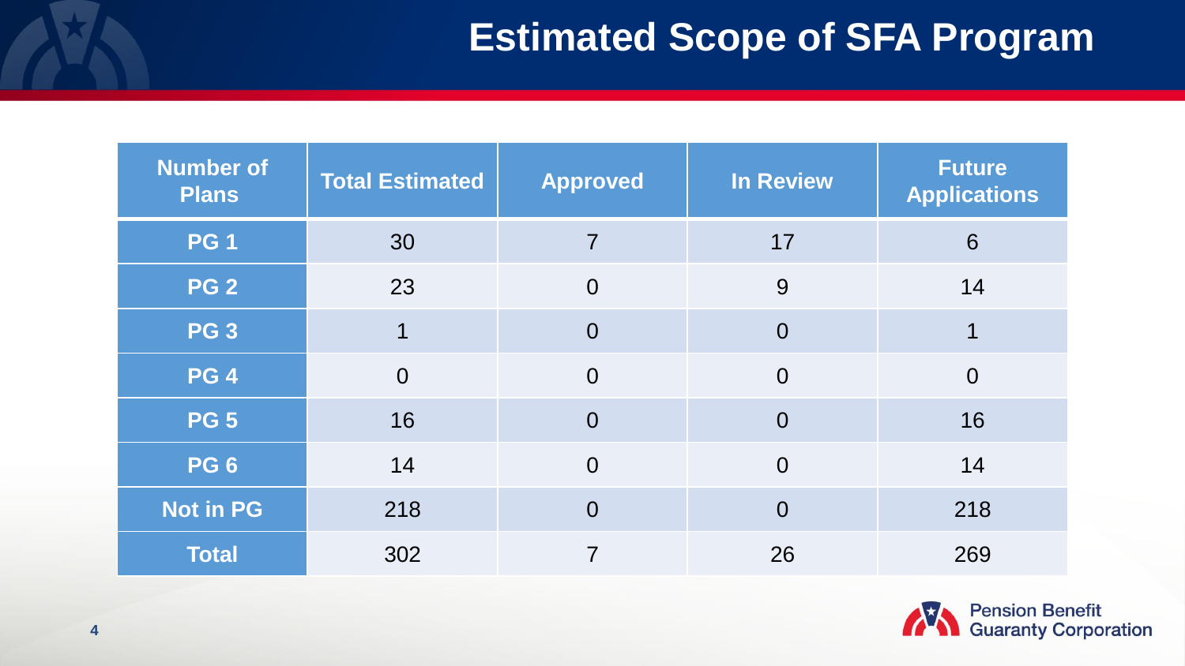# Estimated Scope of SFA Program

| Number of Plans | Total Estimated | Approved | In Review | Future Applications |
|---|---|---|---|---|
| PG 1 | 30 | 7 | 17 | 6 |
| PG 2 | 23 | 0 | 9 | 14 |
| PG 3 | 1 | 0 | 0 | 1 |
| PG 4 | 0 | 0 | 0 | 0 |
| PG 5 | 16 | 0 | 0 | 16 |
| PG 6 | 14 | 0 | 0 | 14 |
| Not in PG | 218 | 0 | 0 | 218 |
| Total | 302 | 7 | 26 | 269 |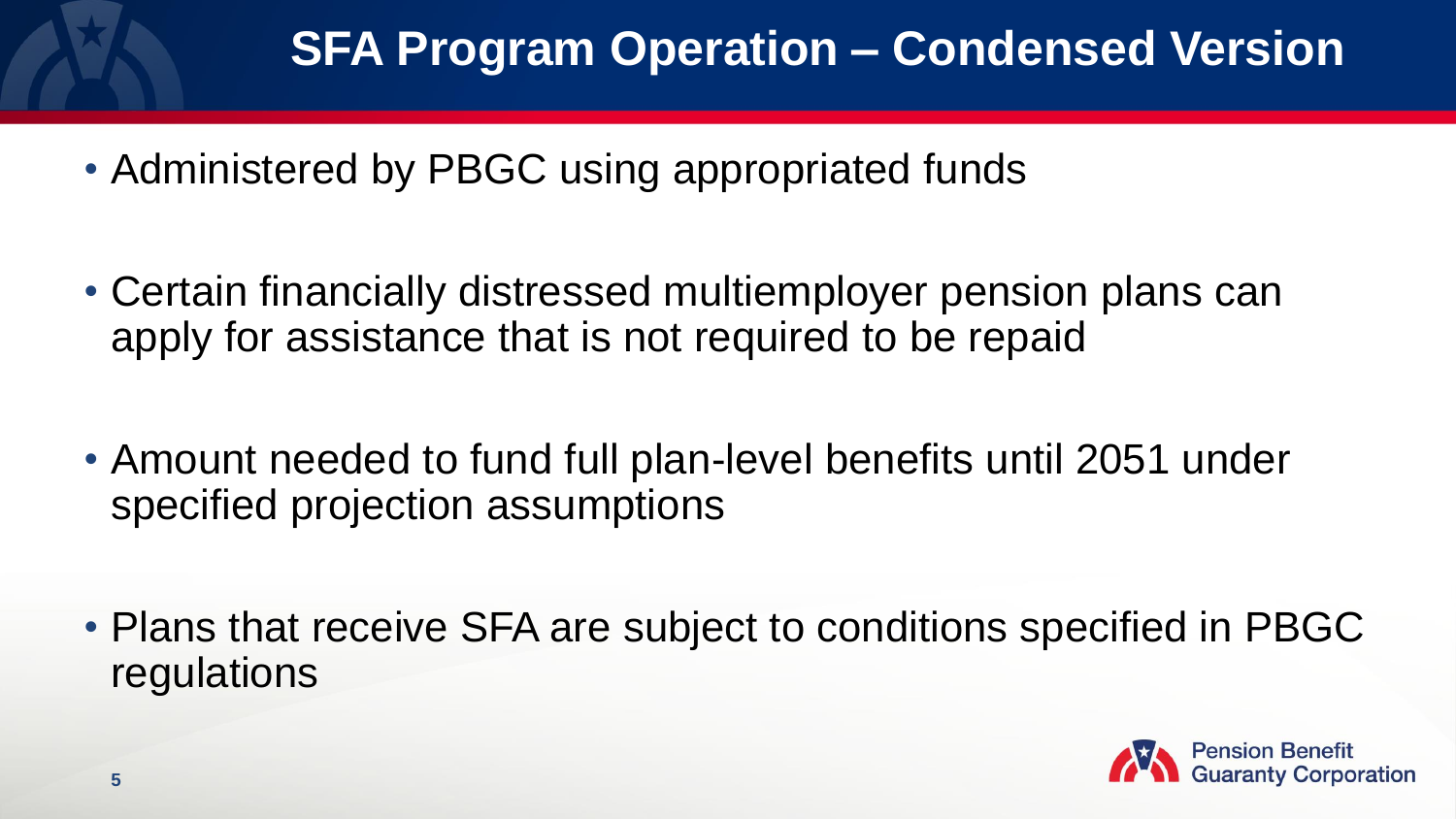# SFA Program Operation – Condensed Version

- Administered by PBGC using appropriated funds
- Certain financially distressed multiemployer pension plans can apply for assistance that is not required to be repaid
- Amount needed to fund full plan-level benefits until 2051 under specified projection assumptions
- Plans that receive SFA are subject to conditions specified in PBGC regulations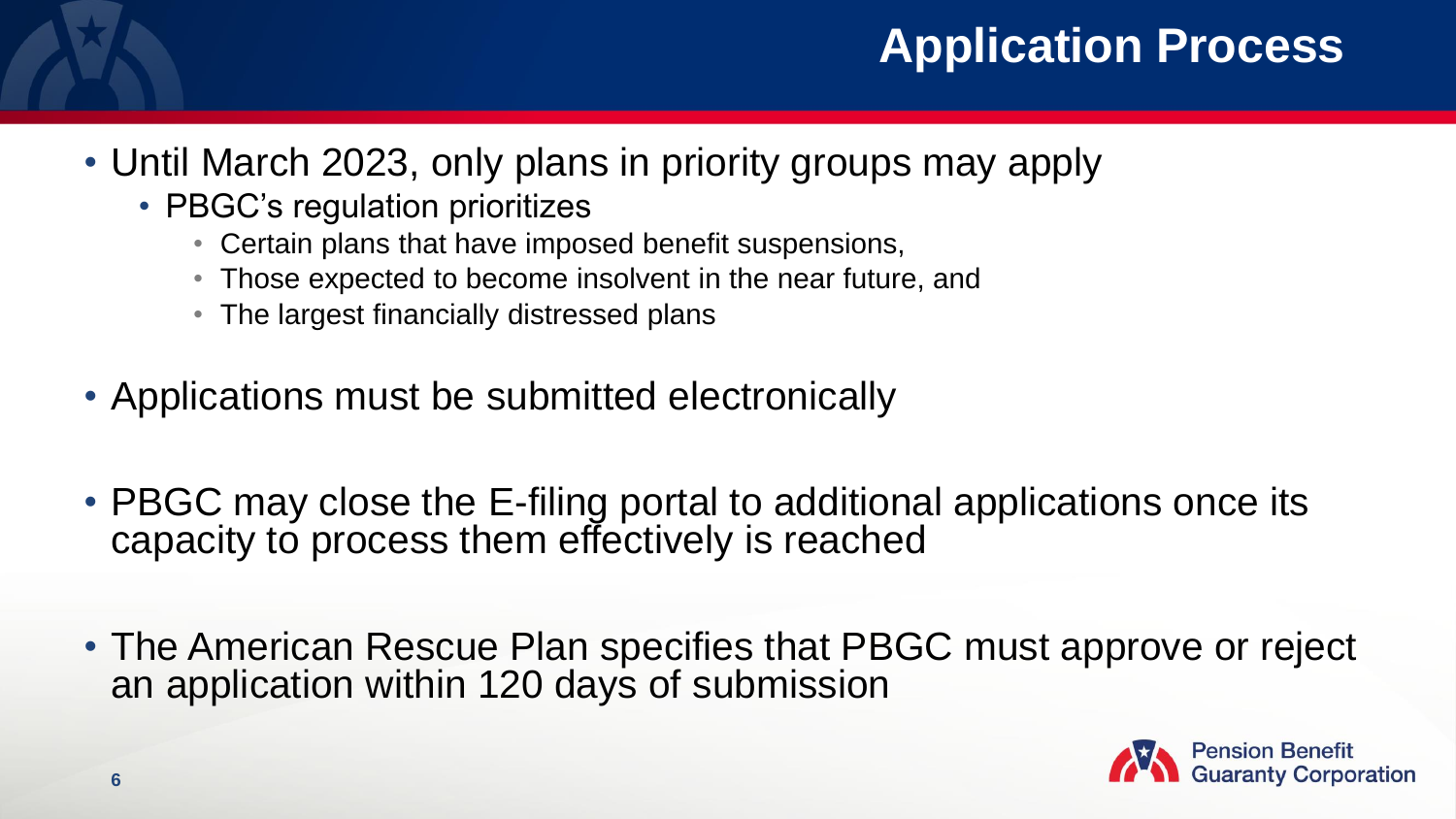# Application Process

- Until March 2023, only plans in priority groups may apply
  - PBGC's regulation prioritizes
    - Certain plans that have imposed benefit suspensions,
    - Those expected to become insolvent in the near future, and
    - The largest financially distressed plans
- Applications must be submitted electronically
- PBGC may close the E-filing portal to additional applications once its capacity to process them effectively is reached
- The American Rescue Plan specifies that PBGC must approve or reject an application within 120 days of submission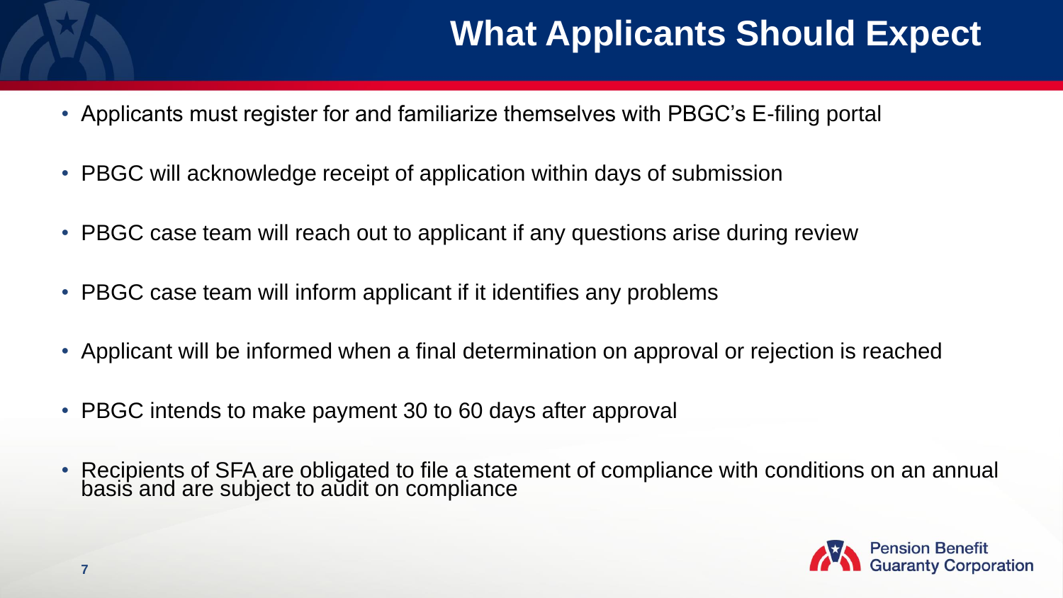# What Applicants Should Expect

- Applicants must register for and familiarize themselves with PBGC's E-filing portal
- PBGC will acknowledge receipt of application within days of submission
- PBGC case team will reach out to applicant if any questions arise during review
- PBGC case team will inform applicant if it identifies any problems
- Applicant will be informed when a final determination on approval or rejection is reached
- PBGC intends to make payment 30 to 60 days after approval
- Recipients of SFA are obligated to file a statement of compliance with conditions on an annual basis and are subject to audit on compliance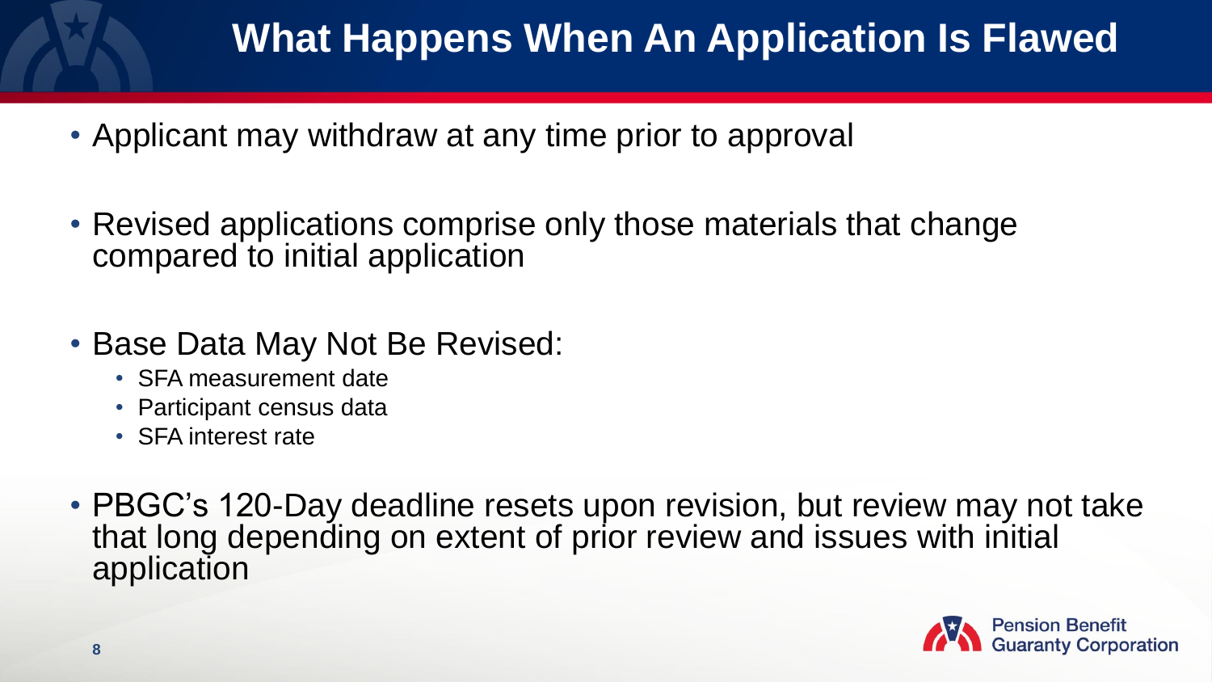# What Happens When An Application Is Flawed

- Applicant may withdraw at any time prior to approval
- Revised applications comprise only those materials that change compared to initial application
- Base Data May Not Be Revised:
  - SFA measurement date
  - Participant census data
  - SFA interest rate
- PBGC's 120-Day deadline resets upon revision, but review may not take that long depending on extent of prior review and issues with initial application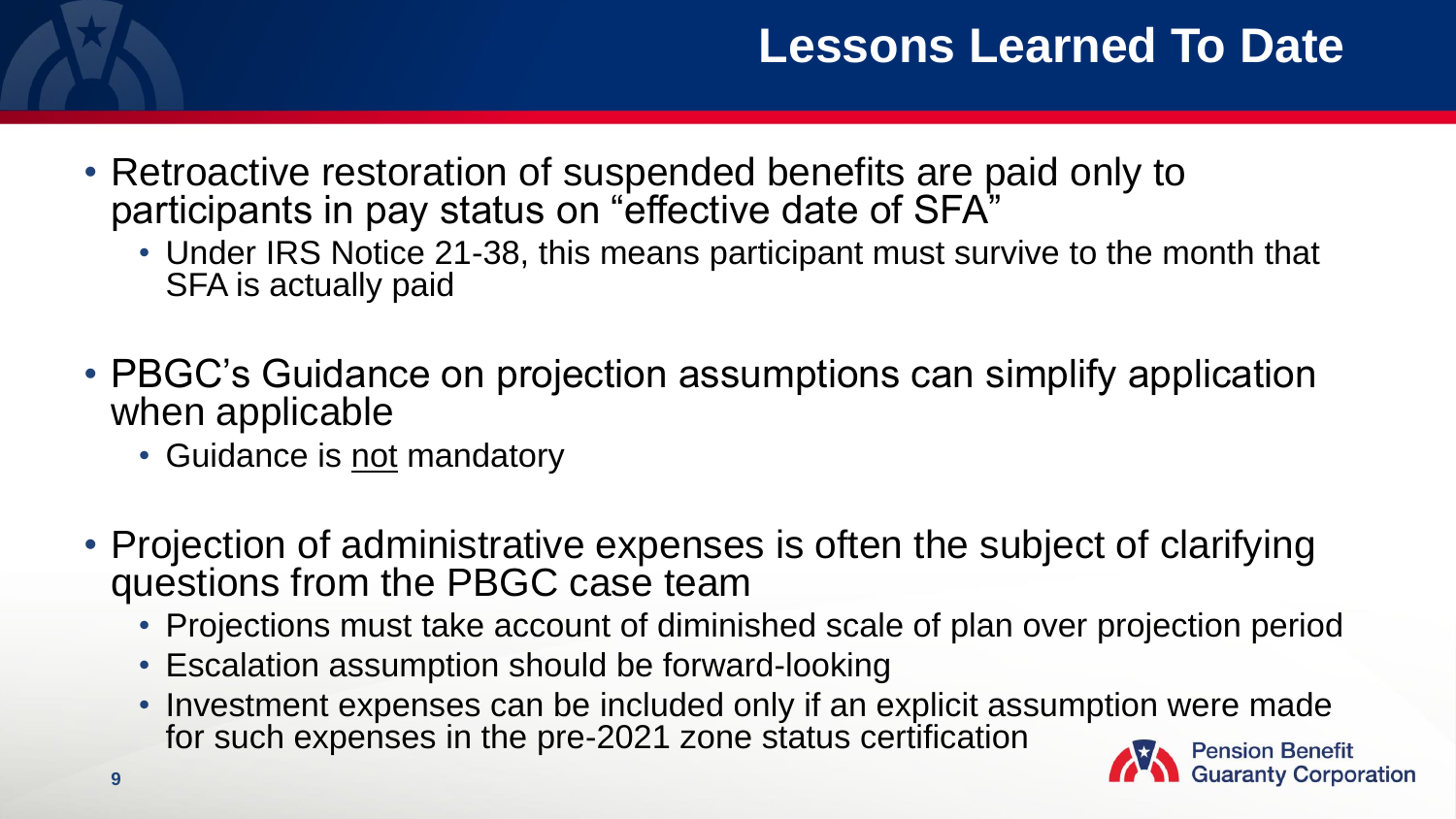# Lessons Learned To Date

- Retroactive restoration of suspended benefits are paid only to participants in pay status on "effective date of SFA"
  - Under IRS Notice 21-38, this means participant must survive to the month that SFA is actually paid
- PBGC's Guidance on projection assumptions can simplify application when applicable
  - Guidance is <u>not</u> mandatory
- Projection of administrative expenses is often the subject of clarifying questions from the PBGC case team
  - Projections must take account of diminished scale of plan over projection period
  - Escalation assumption should be forward-looking
  - Investment expenses can be included only if an explicit assumption were made for such expenses in the pre-2021 zone status certification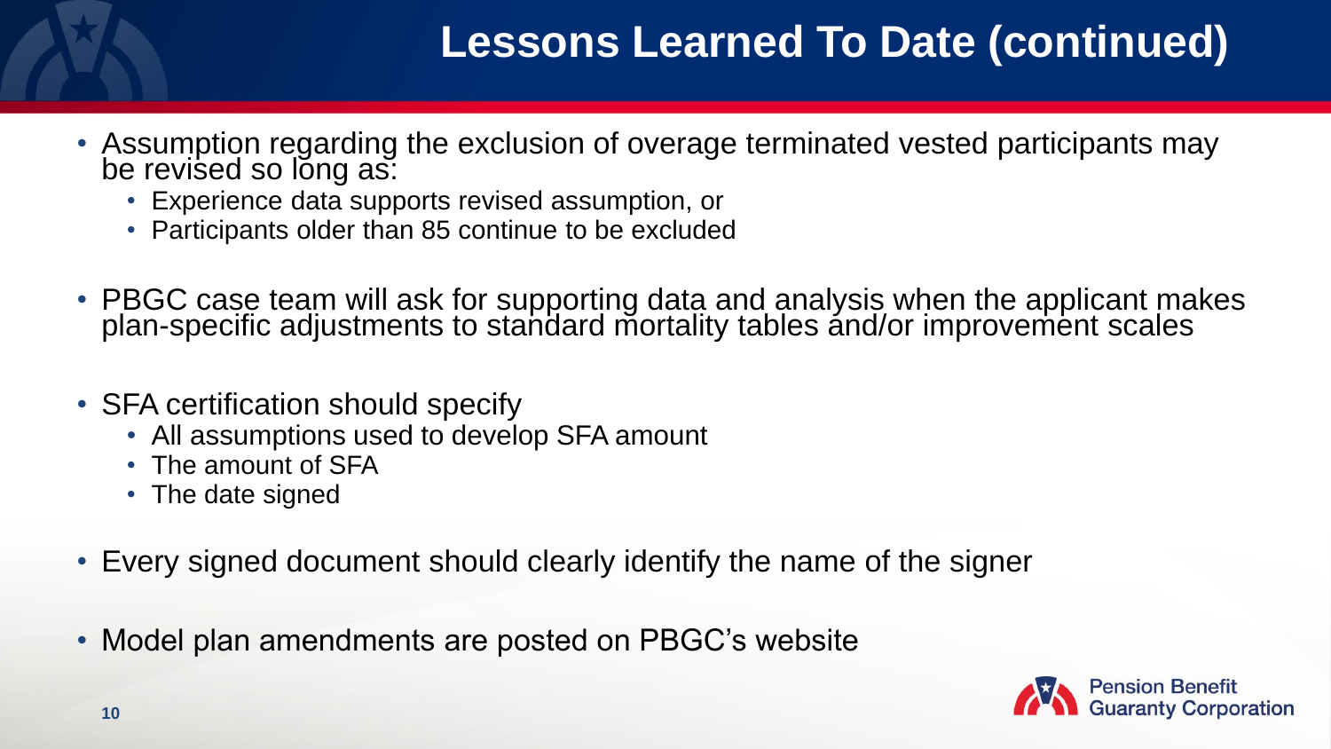# Lessons Learned To Date (continued)

- Assumption regarding the exclusion of overage terminated vested participants may be revised so long as:
  - Experience data supports revised assumption, or
  - Participants older than 85 continue to be excluded
- PBGC case team will ask for supporting data and analysis when the applicant makes plan-specific adjustments to standard mortality tables and/or improvement scales
- SFA certification should specify
  - All assumptions used to develop SFA amount
  - The amount of SFA
  - The date signed
- Every signed document should clearly identify the name of the signer
- Model plan amendments are posted on PBGC's website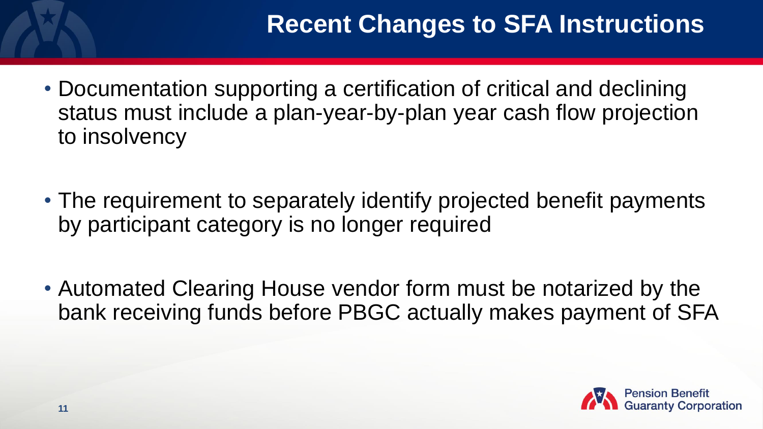# Recent Changes to SFA Instructions

- Documentation supporting a certification of critical and declining status must include a plan-year-by-plan year cash flow projection to insolvency

- The requirement to separately identify projected benefit payments by participant category is no longer required

- Automated Clearing House vendor form must be notarized by the bank receiving funds before PBGC actually makes payment of SFA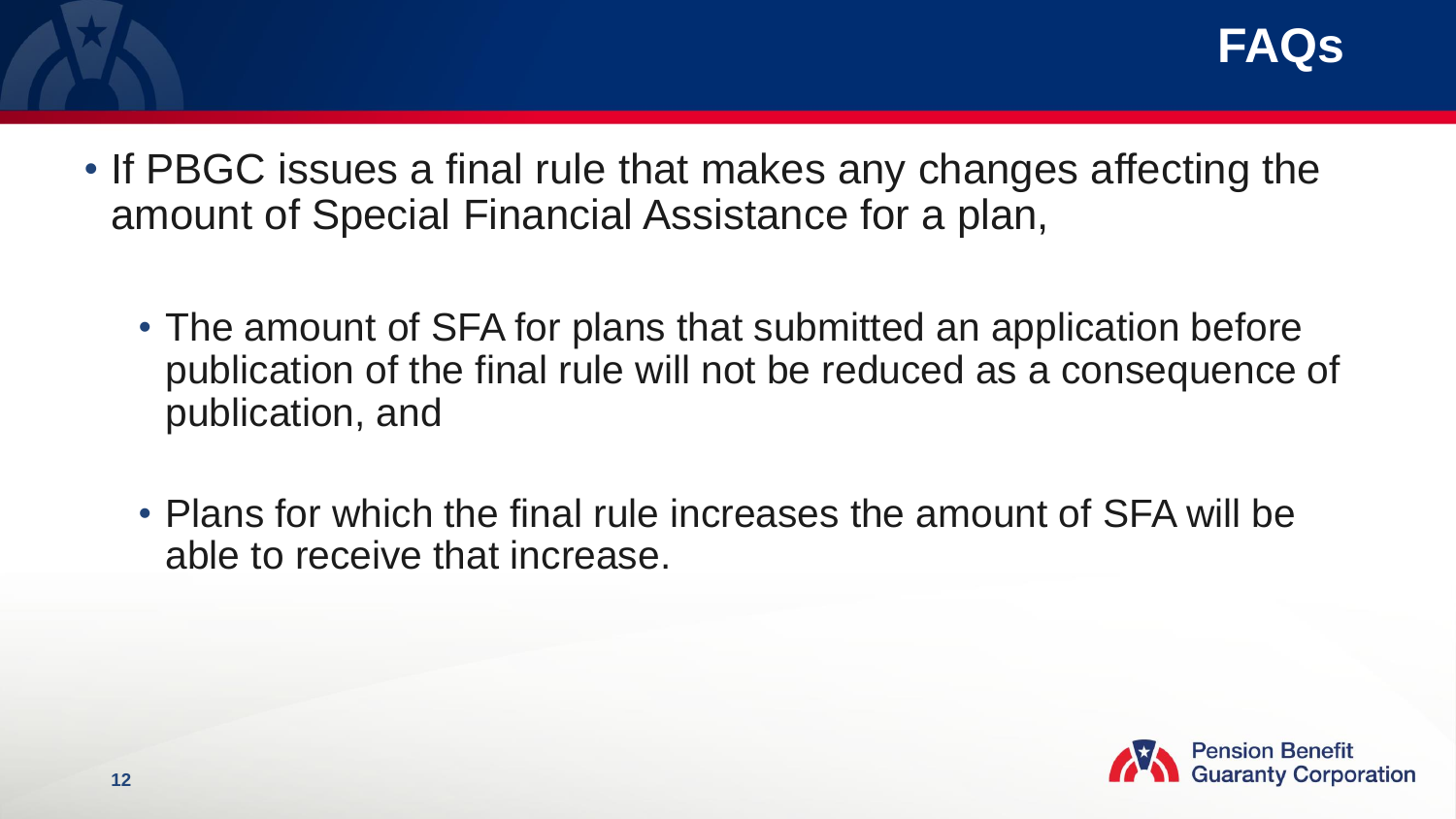# FAQs

- If PBGC issues a final rule that makes any changes affecting the amount of Special Financial Assistance for a plan,
  - The amount of SFA for plans that submitted an application before publication of the final rule will not be reduced as a consequence of publication, and
  - Plans for which the final rule increases the amount of SFA will be able to receive that increase.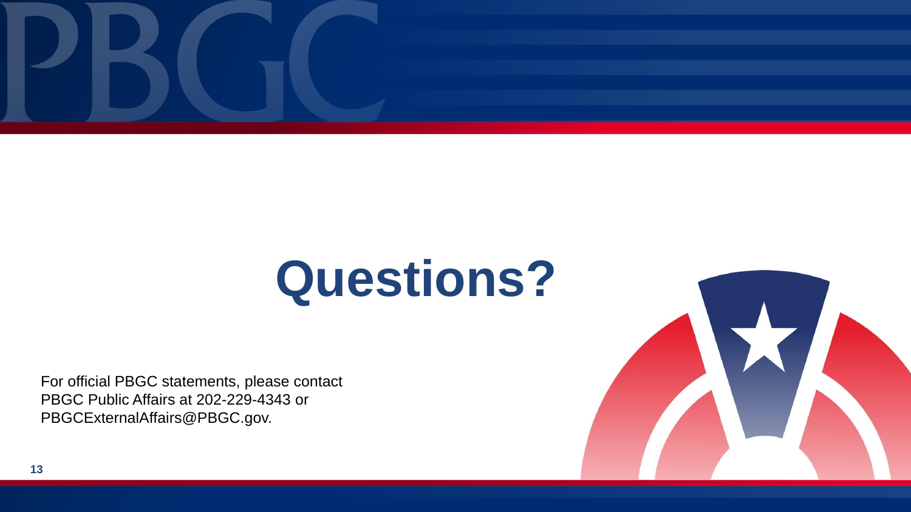# Questions?

For official PBGC statements, please contact PBGC Public Affairs at 202-229-4343 or PBGCExternalAffairs@PBGC.gov.